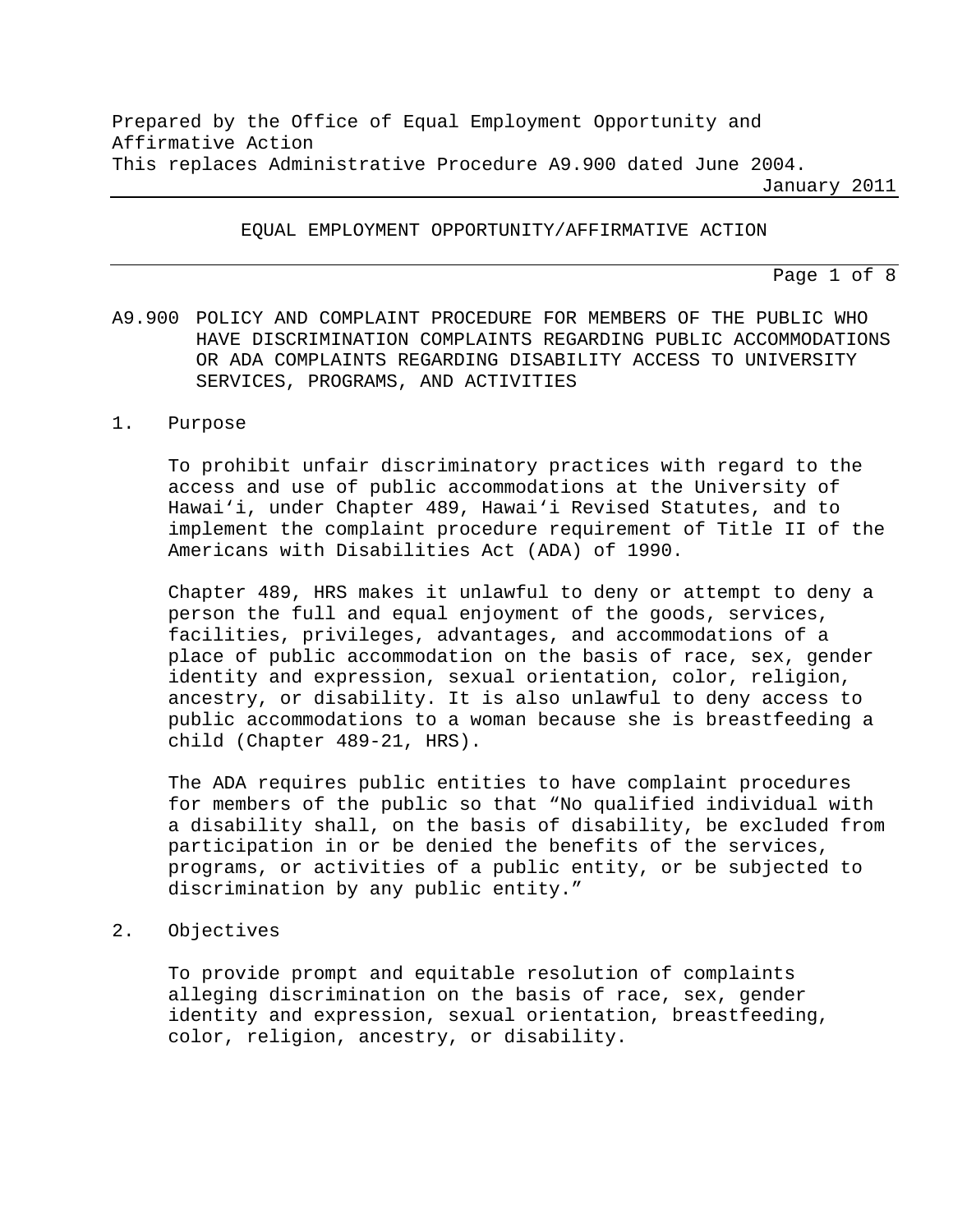Prepared by the Office of Equal Employment Opportunity and Affirmative Action
This replaces Administrative Procedure A9.900 dated June 2004.

January 2011

EQUAL EMPLOYMENT OPPORTUNITY/AFFIRMATIVE ACTION

# A9.900 POLICY AND COMPLAINT PROCEDURE FOR MEMBERS OF THE PUBLIC WHO HAVE DISCRIMINATION COMPLAINTS REGARDING PUBLIC ACCOMMODATIONS OR ADA COMPLAINTS REGARDING DISABILITY ACCESS TO UNIVERSITY SERVICES, PROGRAMS, AND ACTIVITIES

## 1. Purpose

To prohibit unfair discriminatory practices with regard to the access and use of public accommodations at the University of Hawaiʻi, under Chapter 489, Hawaiʻi Revised Statutes, and to implement the complaint procedure requirement of Title II of the Americans with Disabilities Act (ADA) of 1990.

Chapter 489, HRS makes it unlawful to deny or attempt to deny a person the full and equal enjoyment of the goods, services, facilities, privileges, advantages, and accommodations of a place of public accommodation on the basis of race, sex, gender identity and expression, sexual orientation, color, religion, ancestry, or disability. It is also unlawful to deny access to public accommodations to a woman because she is breastfeeding a child (Chapter 489-21, HRS).

The ADA requires public entities to have complaint procedures for members of the public so that "No qualified individual with a disability shall, on the basis of disability, be excluded from participation in or be denied the benefits of the services, programs, or activities of a public entity, or be subjected to discrimination by any public entity."

## 2. Objectives

To provide prompt and equitable resolution of complaints alleging discrimination on the basis of race, sex, gender identity and expression, sexual orientation, breastfeeding, color, religion, ancestry, or disability.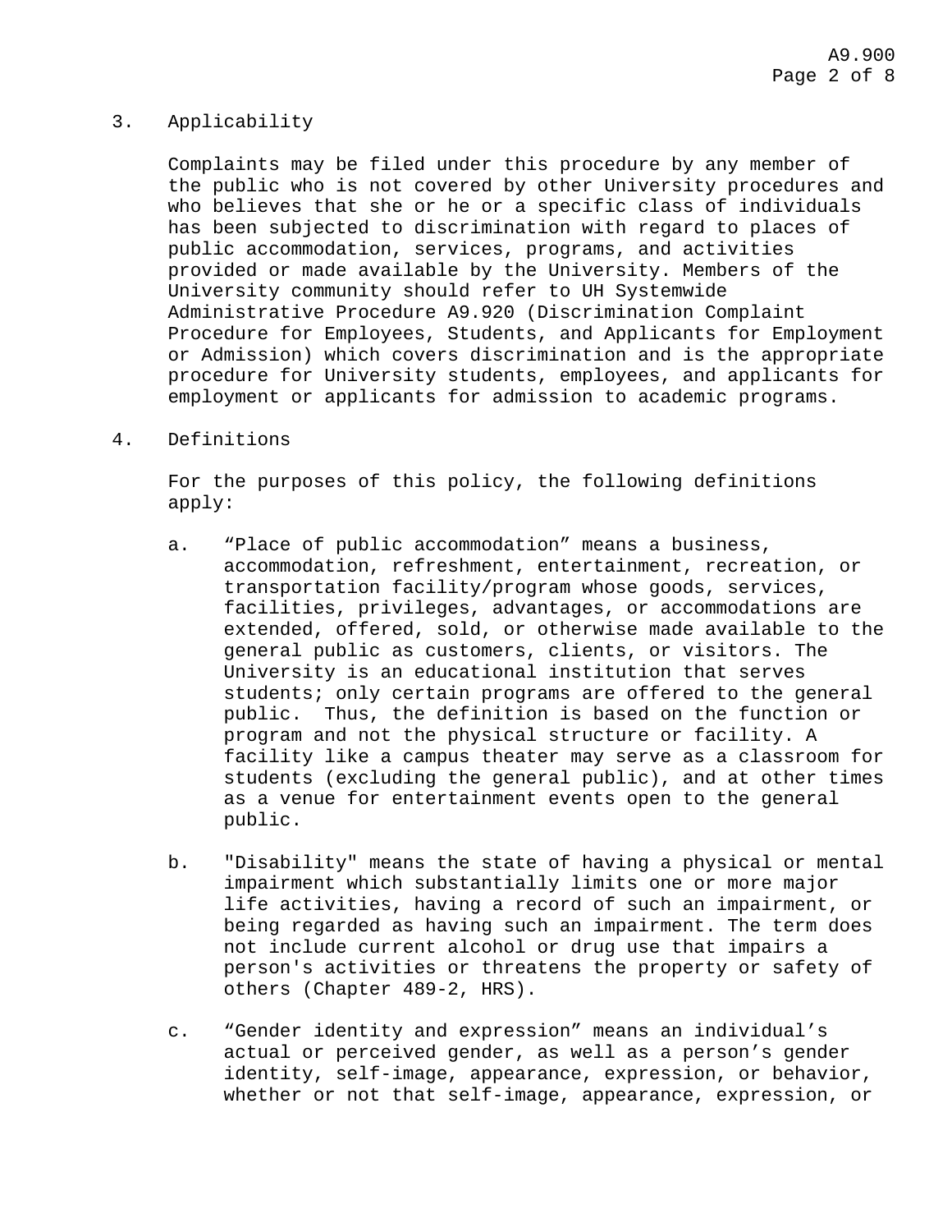## 3. Applicability

Complaints may be filed under this procedure by any member of the public who is not covered by other University procedures and who believes that she or he or a specific class of individuals has been subjected to discrimination with regard to places of public accommodation, services, programs, and activities provided or made available by the University. Members of the University community should refer to UH Systemwide Administrative Procedure A9.920 (Discrimination Complaint Procedure for Employees, Students, and Applicants for Employment or Admission) which covers discrimination and is the appropriate procedure for University students, employees, and applicants for employment or applicants for admission to academic programs.

## 4. Definitions

For the purposes of this policy, the following definitions apply:

a. "Place of public accommodation" means a business, accommodation, refreshment, entertainment, recreation, or transportation facility/program whose goods, services, facilities, privileges, advantages, or accommodations are extended, offered, sold, or otherwise made available to the general public as customers, clients, or visitors. The University is an educational institution that serves students; only certain programs are offered to the general public. Thus, the definition is based on the function or program and not the physical structure or facility. A facility like a campus theater may serve as a classroom for students (excluding the general public), and at other times as a venue for entertainment events open to the general public.

b. "Disability" means the state of having a physical or mental impairment which substantially limits one or more major life activities, having a record of such an impairment, or being regarded as having such an impairment. The term does not include current alcohol or drug use that impairs a person's activities or threatens the property or safety of others (Chapter 489-2, HRS).

c. "Gender identity and expression" means an individual's actual or perceived gender, as well as a person's gender identity, self-image, appearance, expression, or behavior, whether or not that self-image, appearance, expression, or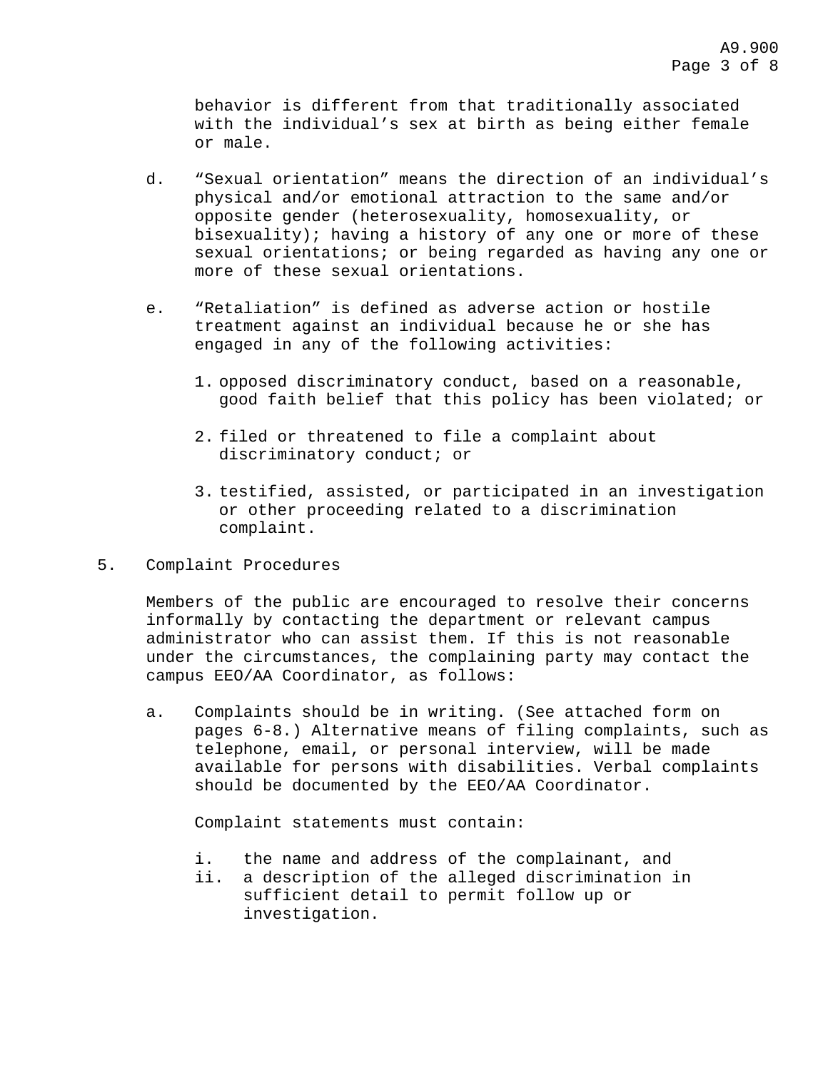behavior is different from that traditionally associated with the individual’s sex at birth as being either female or male.

d. “Sexual orientation” means the direction of an individual’s physical and/or emotional attraction to the same and/or opposite gender (heterosexuality, homosexuality, or bisexuality); having a history of any one or more of these sexual orientations; or being regarded as having any one or more of these sexual orientations.

e. “Retaliation” is defined as adverse action or hostile treatment against an individual because he or she has engaged in any of the following activities:

   1. opposed discriminatory conduct, based on a reasonable, good faith belief that this policy has been violated; or

   2. filed or threatened to file a complaint about discriminatory conduct; or

   3. testified, assisted, or participated in an investigation or other proceeding related to a discrimination complaint.

5. Complaint Procedures

Members of the public are encouraged to resolve their concerns informally by contacting the department or relevant campus administrator who can assist them. If this is not reasonable under the circumstances, the complaining party may contact the campus EEO/AA Coordinator, as follows:

a. Complaints should be in writing. (See attached form on pages 6-8.) Alternative means of filing complaints, such as telephone, email, or personal interview, will be made available for persons with disabilities. Verbal complaints should be documented by the EEO/AA Coordinator.

   Complaint statements must contain:

   i. the name and address of the complainant, and
   ii. a description of the alleged discrimination in sufficient detail to permit follow up or investigation.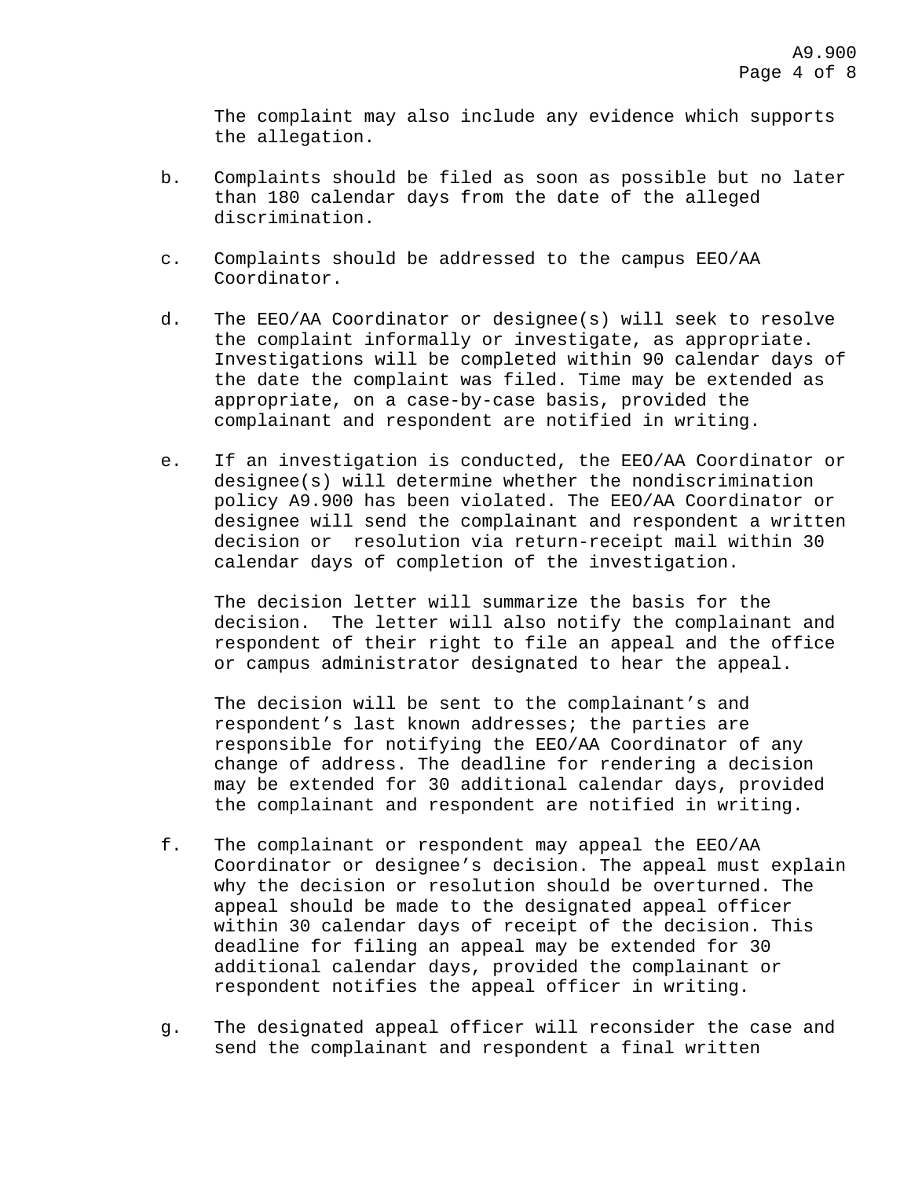The complaint may also include any evidence which supports the allegation.

b. Complaints should be filed as soon as possible but no later than 180 calendar days from the date of the alleged discrimination.

c. Complaints should be addressed to the campus EEO/AA Coordinator.

d. The EEO/AA Coordinator or designee(s) will seek to resolve the complaint informally or investigate, as appropriate. Investigations will be completed within 90 calendar days of the date the complaint was filed. Time may be extended as appropriate, on a case-by-case basis, provided the complainant and respondent are notified in writing.

e. If an investigation is conducted, the EEO/AA Coordinator or designee(s) will determine whether the nondiscrimination policy A9.900 has been violated. The EEO/AA Coordinator or designee will send the complainant and respondent a written decision or resolution via return-receipt mail within 30 calendar days of completion of the investigation.

   The decision letter will summarize the basis for the decision. The letter will also notify the complainant and respondent of their right to file an appeal and the office or campus administrator designated to hear the appeal.

   The decision will be sent to the complainant's and respondent's last known addresses; the parties are responsible for notifying the EEO/AA Coordinator of any change of address. The deadline for rendering a decision may be extended for 30 additional calendar days, provided the complainant and respondent are notified in writing.

f. The complainant or respondent may appeal the EEO/AA Coordinator or designee's decision. The appeal must explain why the decision or resolution should be overturned. The appeal should be made to the designated appeal officer within 30 calendar days of receipt of the decision. This deadline for filing an appeal may be extended for 30 additional calendar days, provided the complainant or respondent notifies the appeal officer in writing.

g. The designated appeal officer will reconsider the case and send the complainant and respondent a final written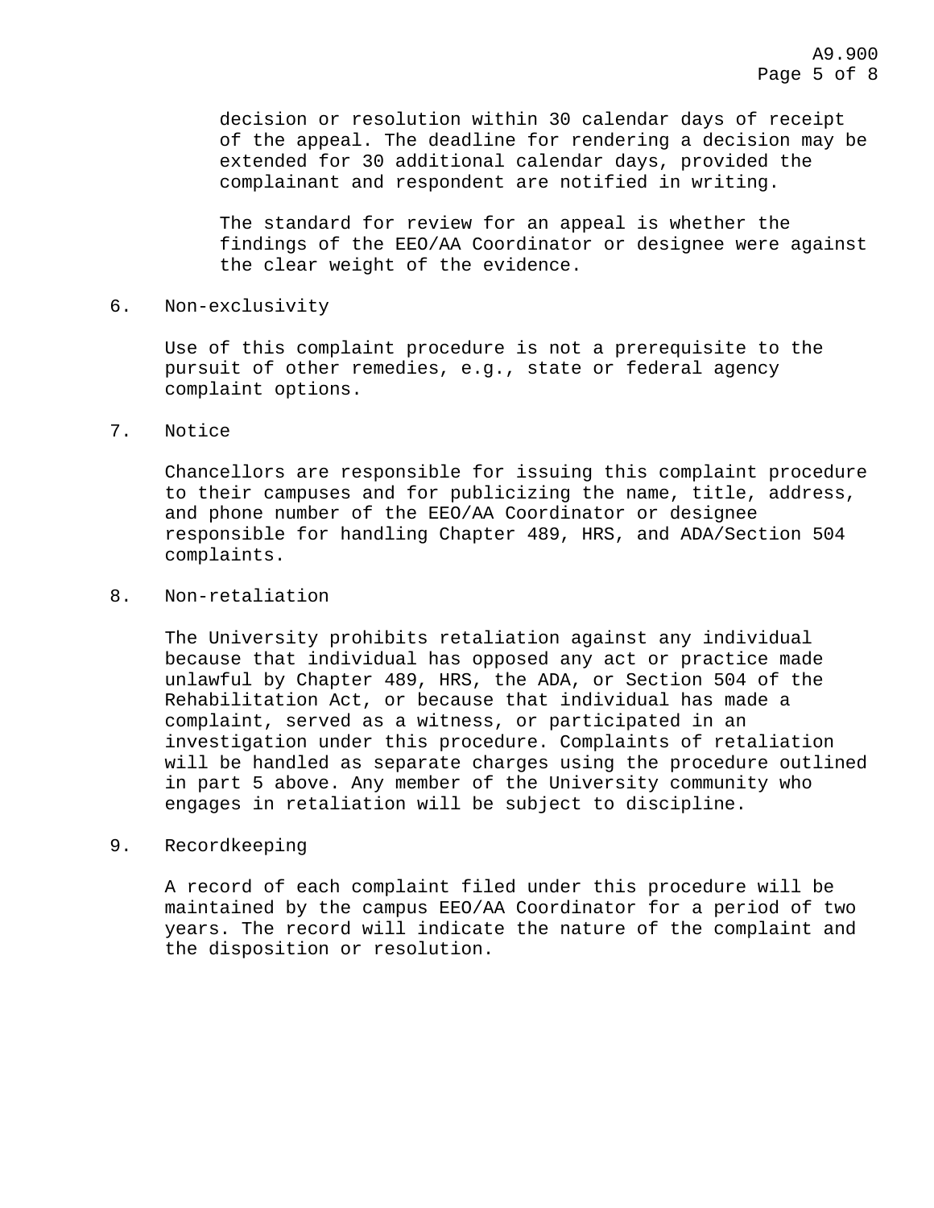decision or resolution within 30 calendar days of receipt of the appeal. The deadline for rendering a decision may be extended for 30 additional calendar days, provided the complainant and respondent are notified in writing.

The standard for review for an appeal is whether the findings of the EEO/AA Coordinator or designee were against the clear weight of the evidence.

6. Non-exclusivity

   Use of this complaint procedure is not a prerequisite to the pursuit of other remedies, e.g., state or federal agency complaint options.

7. Notice

   Chancellors are responsible for issuing this complaint procedure to their campuses and for publicizing the name, title, address, and phone number of the EEO/AA Coordinator or designee responsible for handling Chapter 489, HRS, and ADA/Section 504 complaints.

8. Non-retaliation

   The University prohibits retaliation against any individual because that individual has opposed any act or practice made unlawful by Chapter 489, HRS, the ADA, or Section 504 of the Rehabilitation Act, or because that individual has made a complaint, served as a witness, or participated in an investigation under this procedure. Complaints of retaliation will be handled as separate charges using the procedure outlined in part 5 above. Any member of the University community who engages in retaliation will be subject to discipline.

9. Recordkeeping

   A record of each complaint filed under this procedure will be maintained by the campus EEO/AA Coordinator for a period of two years. The record will indicate the nature of the complaint and the disposition or resolution.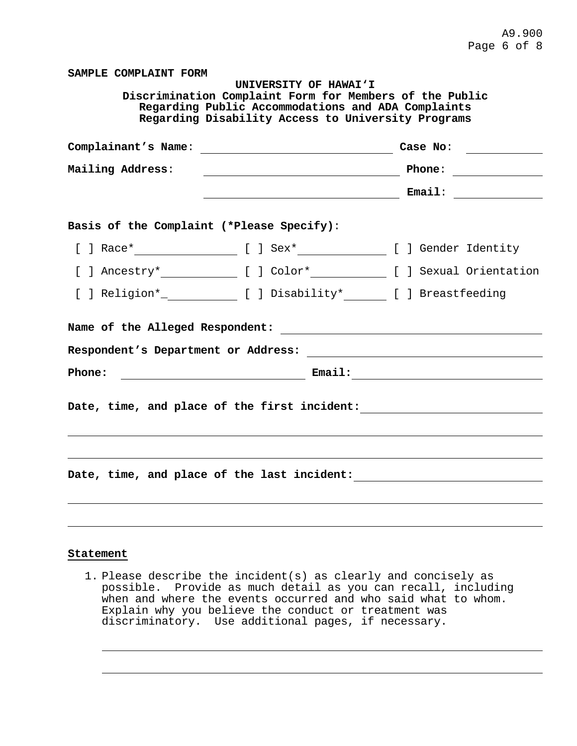**SAMPLE COMPLAINT FORM**

**UNIVERSITY OF HAWAIʻI**
**Discrimination Complaint Form for Members of the Public**
**Regarding Public Accommodations and ADA Complaints**
**Regarding Disability Access to University Programs**

**Complainant's Name**: ______________________________ **Case No**: ____________

**Mailing Address**: ______________________________ **Phone**: ____________

______________________________ **Email**: ____________

**Basis of the Complaint (*Please Specify)**:

[ ] Race*________________ [ ] Sex*______________ [ ] Gender Identity

[ ] Ancestry*____________ [ ] Color*____________ [ ] Sexual Orientation

[ ] Religion*_____________ [ ] Disability*_______ [ ] Breastfeeding

**Name of the Alleged Respondent:** ______________________________

**Respondent's Department or Address:** ______________________________

**Phone:** ______________________________ **Email:** ______________________________

**Date, time, and place of the first incident:** ______________________________

______________________________________________________________________

______________________________________________________________________

**Date, time, and place of the last incident:** ______________________________

______________________________________________________________________

______________________________________________________________________

**Statement**

1. Please describe the incident(s) as clearly and concisely as possible. Provide as much detail as you can recall, including when and where the events occurred and who said what to whom. Explain why you believe the conduct or treatment was discriminatory. Use additional pages, if necessary.

   ______________________________________________________________________

   ______________________________________________________________________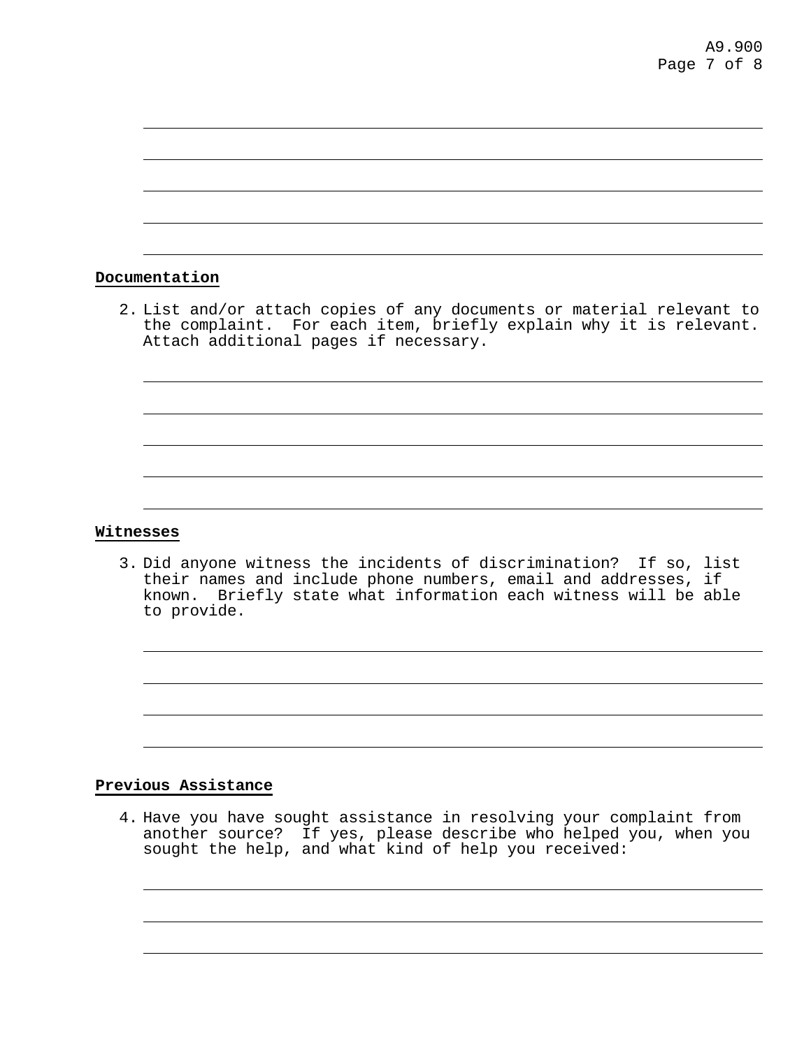**Documentation**

2. List and/or attach copies of any documents or material relevant to the complaint. For each item, briefly explain why it is relevant. Attach additional pages if necessary.

**Witnesses**

3. Did anyone witness the incidents of discrimination? If so, list their names and include phone numbers, email and addresses, if known. Briefly state what information each witness will be able to provide.

**Previous Assistance**

4. Have you have sought assistance in resolving your complaint from another source? If yes, please describe who helped you, when you sought the help, and what kind of help you received: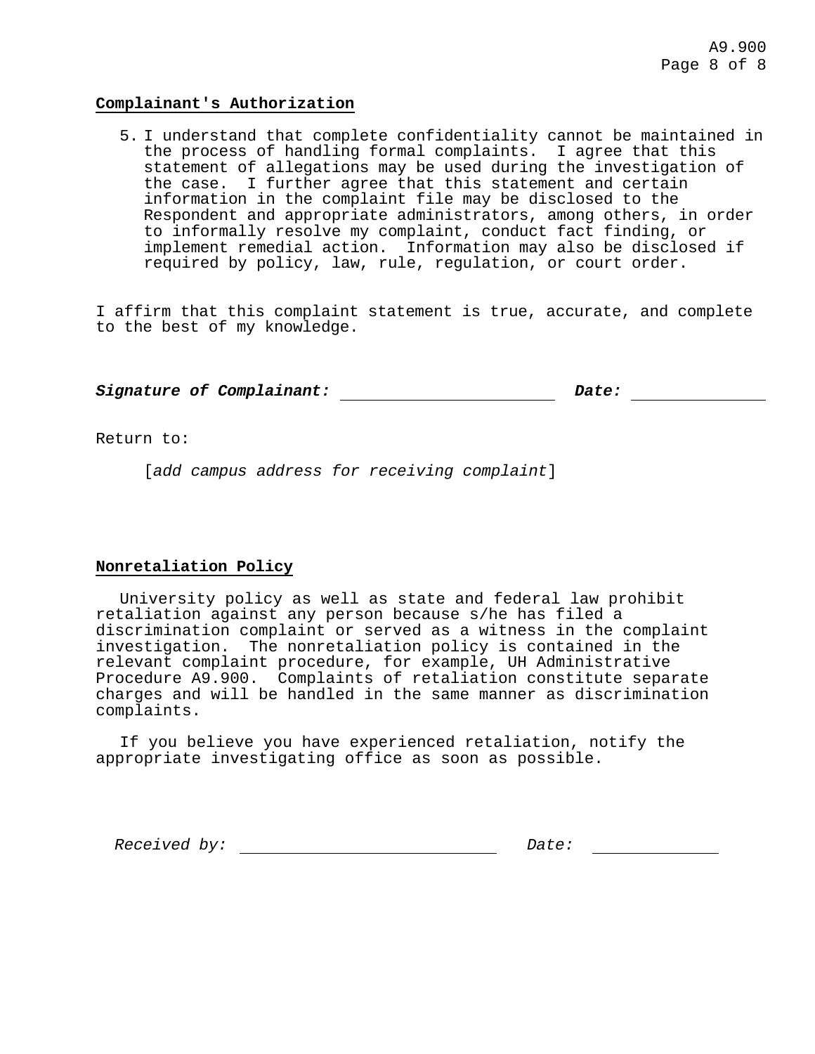**Complainant's Authorization**

5. I understand that complete confidentiality cannot be maintained in the process of handling formal complaints. I agree that this statement of allegations may be used during the investigation of the case. I further agree that this statement and certain information in the complaint file may be disclosed to the Respondent and appropriate administrators, among others, in order to informally resolve my complaint, conduct fact finding, or implement remedial action. Information may also be disclosed if required by policy, law, rule, regulation, or court order.

I affirm that this complaint statement is true, accurate, and complete to the best of my knowledge.

***Signature of Complainant:*** ______________________ ***Date:*** ______________

Return to:

[*add campus address for receiving complaint*]

**Nonretaliation Policy**

University policy as well as state and federal law prohibit retaliation against any person because s/he has filed a discrimination complaint or served as a witness in the complaint investigation. The nonretaliation policy is contained in the relevant complaint procedure, for example, UH Administrative Procedure A9.900. Complaints of retaliation constitute separate charges and will be handled in the same manner as discrimination complaints.

If you believe you have experienced retaliation, notify the appropriate investigating office as soon as possible.

*Received by:* ___________________________ *Date:* _____________